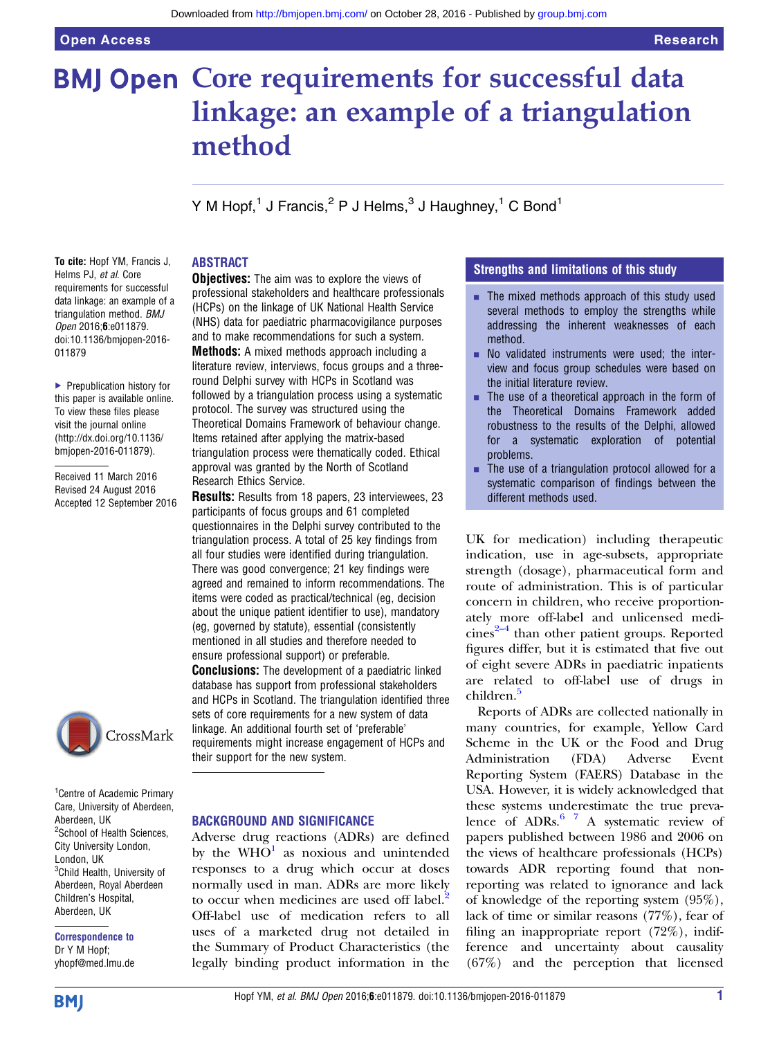# Core requirements for successful data linkage: an example of a triangulation method

Y M Hopf,[1] J Francis,[2] P J Helms,[3] J Haughney,[1] C Bond[1]

**To cite:** Hopf YM, Francis J, Helms PJ, *et al*. Core requirements for successful data linkage: an example of a triangulation method. *BMJ Open* 2016;**6**:e011879. doi:10.1136/bmjopen-2016-011879

▸ Prepublication history for this paper is available online. To view these files please visit the journal online (http://dx.doi.org/10.1136/bmjopen-2016-011879).

Received 11 March 2016
Revised 24 August 2016
Accepted 12 September 2016

[1]Centre of Academic Primary Care, University of Aberdeen, Aberdeen, UK
[2]School of Health Sciences, City University London, London, UK
[3]Child Health, University of Aberdeen, Royal Aberdeen Children's Hospital, Aberdeen, UK

**Correspondence to**
Dr Y M Hopf;
yhopf@med.lmu.de

## ABSTRACT

**Objectives:** The aim was to explore the views of professional stakeholders and healthcare professionals (HCPs) on the linkage of UK National Health Service (NHS) data for paediatric pharmacovigilance purposes and to make recommendations for such a system.

**Methods:** A mixed methods approach including a literature review, interviews, focus groups and a three-round Delphi survey with HCPs in Scotland was followed by a triangulation process using a systematic protocol. The survey was structured using the Theoretical Domains Framework of behaviour change. Items retained after applying the matrix-based triangulation process were thematically coded. Ethical approval was granted by the North of Scotland Research Ethics Service.

**Results:** Results from 18 papers, 23 interviewees, 23 participants of focus groups and 61 completed questionnaires in the Delphi survey contributed to the triangulation process. A total of 25 key findings from all four studies were identified during triangulation. There was good convergence; 21 key findings were agreed and remained to inform recommendations. The items were coded as practical/technical (eg, decision about the unique patient identifier to use), mandatory (eg, governed by statute), essential (consistently mentioned in all studies and therefore needed to ensure professional support) or preferable.

**Conclusions:** The development of a paediatric linked database has support from professional stakeholders and HCPs in Scotland. The triangulation identified three sets of core requirements for a new system of data linkage. An additional fourth set of 'preferable' requirements might increase engagement of HCPs and their support for the new system.

## Strengths and limitations of this study

- The mixed methods approach of this study used several methods to employ the strengths while addressing the inherent weaknesses of each method.
- No validated instruments were used; the interview and focus group schedules were based on the initial literature review.
- The use of a theoretical approach in the form of the Theoretical Domains Framework added robustness to the results of the Delphi, allowed for a systematic exploration of potential problems.
- The use of a triangulation protocol allowed for a systematic comparison of findings between the different methods used.

## BACKGROUND AND SIGNIFICANCE

Adverse drug reactions (ADRs) are defined by the WHO[1] as noxious and unintended responses to a drug which occur at doses normally used in man. ADRs are more likely to occur when medicines are used off label.[2] Off-label use of medication refers to all uses of a marketed drug not detailed in the Summary of Product Characteristics (the legally binding product information in the UK for medication) including therapeutic indication, use in age-subsets, appropriate strength (dosage), pharmaceutical form and route of administration. This is of particular concern in children, who receive proportionately more off-label and unlicensed medicines[2–4] than other patient groups. Reported figures differ, but it is estimated that five out of eight severe ADRs in paediatric inpatients are related to off-label use of drugs in children.[5]

Reports of ADRs are collected nationally in many countries, for example, Yellow Card Scheme in the UK or the Food and Drug Administration (FDA) Adverse Event Reporting System (FAERS) Database in the USA. However, it is widely acknowledged that these systems underestimate the true prevalence of ADRs.[6 7] A systematic review of papers published between 1986 and 2006 on the views of healthcare professionals (HCPs) towards ADR reporting found that non-reporting was related to ignorance and lack of knowledge of the reporting system (95%), lack of time or similar reasons (77%), fear of filing an inappropriate report (72%), indifference and uncertainty about causality (67%) and the perception that licensed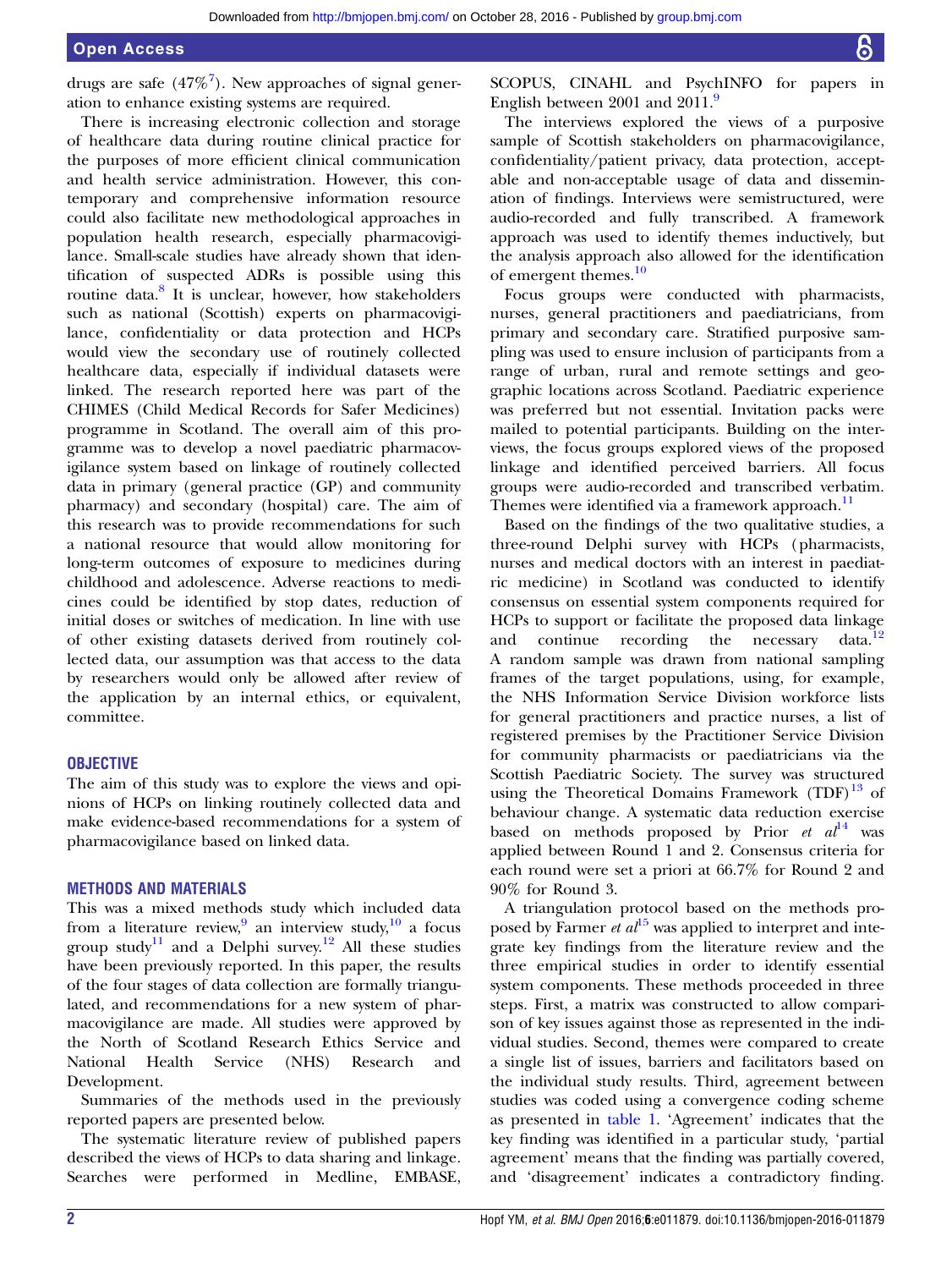drugs are safe (47%[7]). New approaches of signal generation to enhance existing systems are required.

There is increasing electronic collection and storage of healthcare data during routine clinical practice for the purposes of more efficient clinical communication and health service administration. However, this contemporary and comprehensive information resource could also facilitate new methodological approaches in population health research, especially pharmacovigilance. Small-scale studies have already shown that identification of suspected ADRs is possible using this routine data.[8] It is unclear, however, how stakeholders such as national (Scottish) experts on pharmacovigilance, confidentiality or data protection and HCPs would view the secondary use of routinely collected healthcare data, especially if individual datasets were linked. The research reported here was part of the CHIMES (Child Medical Records for Safer Medicines) programme in Scotland. The overall aim of this programme was to develop a novel paediatric pharmacovigilance system based on linkage of routinely collected data in primary (general practice (GP) and community pharmacy) and secondary (hospital) care. The aim of this research was to provide recommendations for such a national resource that would allow monitoring for long-term outcomes of exposure to medicines during childhood and adolescence. Adverse reactions to medicines could be identified by stop dates, reduction of initial doses or switches of medication. In line with use of other existing datasets derived from routinely collected data, our assumption was that access to the data by researchers would only be allowed after review of the application by an internal ethics, or equivalent, committee.

## OBJECTIVE

The aim of this study was to explore the views and opinions of HCPs on linking routinely collected data and make evidence-based recommendations for a system of pharmacovigilance based on linked data.

## METHODS AND MATERIALS

This was a mixed methods study which included data from a literature review,[9] an interview study,[10] a focus group study[11] and a Delphi survey.[12] All these studies have been previously reported. In this paper, the results of the four stages of data collection are formally triangulated, and recommendations for a new system of pharmacovigilance are made. All studies were approved by the North of Scotland Research Ethics Service and National Health Service (NHS) Research and Development.

Summaries of the methods used in the previously reported papers are presented below.

The systematic literature review of published papers described the views of HCPs to data sharing and linkage. Searches were performed in Medline, EMBASE, SCOPUS, CINAHL and PsychINFO for papers in English between 2001 and 2011.[9]

The interviews explored the views of a purposive sample of Scottish stakeholders on pharmacovigilance, confidentiality/patient privacy, data protection, acceptable and non-acceptable usage of data and dissemination of findings. Interviews were semistructured, were audio-recorded and fully transcribed. A framework approach was used to identify themes inductively, but the analysis approach also allowed for the identification of emergent themes.[10]

Focus groups were conducted with pharmacists, nurses, general practitioners and paediatricians, from primary and secondary care. Stratified purposive sampling was used to ensure inclusion of participants from a range of urban, rural and remote settings and geographic locations across Scotland. Paediatric experience was preferred but not essential. Invitation packs were mailed to potential participants. Building on the interviews, the focus groups explored views of the proposed linkage and identified perceived barriers. All focus groups were audio-recorded and transcribed verbatim. Themes were identified via a framework approach.[11]

Based on the findings of the two qualitative studies, a three-round Delphi survey with HCPs (pharmacists, nurses and medical doctors with an interest in paediatric medicine) in Scotland was conducted to identify consensus on essential system components required for HCPs to support or facilitate the proposed data linkage and continue recording the necessary data.[12] A random sample was drawn from national sampling frames of the target populations, using, for example, the NHS Information Service Division workforce lists for general practitioners and practice nurses, a list of registered premises by the Practitioner Service Division for community pharmacists or paediatricians via the Scottish Paediatric Society. The survey was structured using the Theoretical Domains Framework (TDF)[13] of behaviour change. A systematic data reduction exercise based on methods proposed by Prior *et al*[14] was applied between Round 1 and 2. Consensus criteria for each round were set a priori at 66.7% for Round 2 and 90% for Round 3.

A triangulation protocol based on the methods proposed by Farmer *et al*[15] was applied to interpret and integrate key findings from the literature review and the three empirical studies in order to identify essential system components. These methods proceeded in three steps. First, a matrix was constructed to allow comparison of key issues against those as represented in the individual studies. Second, themes were compared to create a single list of issues, barriers and facilitators based on the individual study results. Third, agreement between studies was coded using a convergence coding scheme as presented in table 1. 'Agreement' indicates that the key finding was identified in a particular study, 'partial agreement' means that the finding was partially covered, and 'disagreement' indicates a contradictory finding.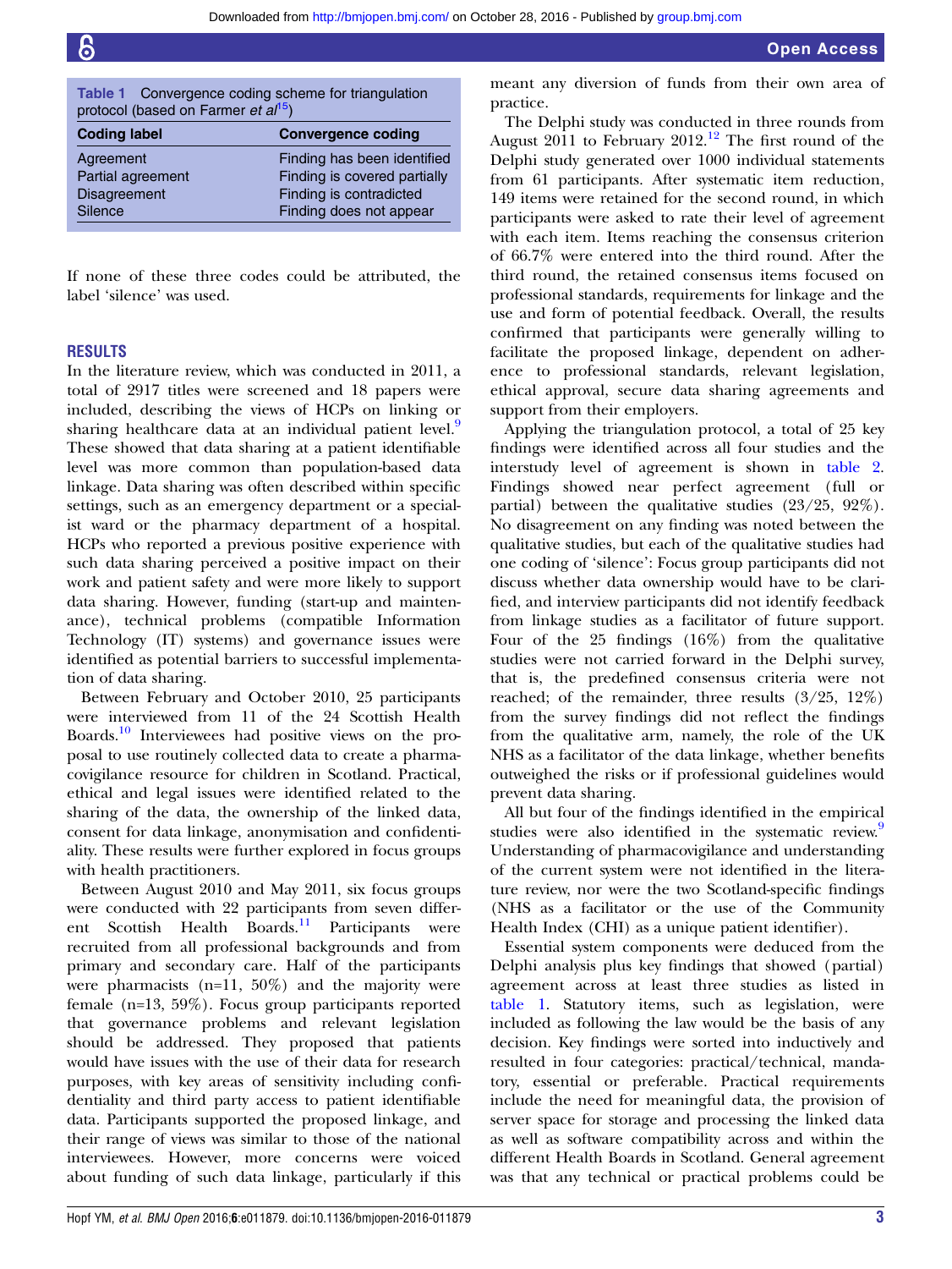Table 1 Convergence coding scheme for triangulation protocol (based on Farmer *et al*[15])

| Coding label | Convergence coding |
|---|---|
| Agreement | Finding has been identified |
| Partial agreement | Finding is covered partially |
| Disagreement | Finding is contradicted |
| Silence | Finding does not appear |

If none of these three codes could be attributed, the label 'silence' was used.

## RESULTS

In the literature review, which was conducted in 2011, a total of 2917 titles were screened and 18 papers were included, describing the views of HCPs on linking or sharing healthcare data at an individual patient level.[9] These showed that data sharing at a patient identifiable level was more common than population-based data linkage. Data sharing was often described within specific settings, such as an emergency department or a specialist ward or the pharmacy department of a hospital. HCPs who reported a previous positive experience with such data sharing perceived a positive impact on their work and patient safety and were more likely to support data sharing. However, funding (start-up and maintenance), technical problems (compatible Information Technology (IT) systems) and governance issues were identified as potential barriers to successful implementation of data sharing.

Between February and October 2010, 25 participants were interviewed from 11 of the 24 Scottish Health Boards.[10] Interviewees had positive views on the proposal to use routinely collected data to create a pharmacovigilance resource for children in Scotland. Practical, ethical and legal issues were identified related to the sharing of the data, the ownership of the linked data, consent for data linkage, anonymisation and confidentiality. These results were further explored in focus groups with health practitioners.

Between August 2010 and May 2011, six focus groups were conducted with 22 participants from seven different Scottish Health Boards.[11] Participants were recruited from all professional backgrounds and from primary and secondary care. Half of the participants were pharmacists (n=11, 50%) and the majority were female (n=13, 59%). Focus group participants reported that governance problems and relevant legislation should be addressed. They proposed that patients would have issues with the use of their data for research purposes, with key areas of sensitivity including confidentiality and third party access to patient identifiable data. Participants supported the proposed linkage, and their range of views was similar to those of the national interviewees. However, more concerns were voiced about funding of such data linkage, particularly if this meant any diversion of funds from their own area of practice.

The Delphi study was conducted in three rounds from August 2011 to February 2012.[12] The first round of the Delphi study generated over 1000 individual statements from 61 participants. After systematic item reduction, 149 items were retained for the second round, in which participants were asked to rate their level of agreement with each item. Items reaching the consensus criterion of 66.7% were entered into the third round. After the third round, the retained consensus items focused on professional standards, requirements for linkage and the use and form of potential feedback. Overall, the results confirmed that participants were generally willing to facilitate the proposed linkage, dependent on adherence to professional standards, relevant legislation, ethical approval, secure data sharing agreements and support from their employers.

Applying the triangulation protocol, a total of 25 key findings were identified across all four studies and the interstudy level of agreement is shown in table 2. Findings showed near perfect agreement (full or partial) between the qualitative studies (23/25, 92%). No disagreement on any finding was noted between the qualitative studies, but each of the qualitative studies had one coding of 'silence': Focus group participants did not discuss whether data ownership would have to be clarified, and interview participants did not identify feedback from linkage studies as a facilitator of future support. Four of the 25 findings (16%) from the qualitative studies were not carried forward in the Delphi survey, that is, the predefined consensus criteria were not reached; of the remainder, three results (3/25, 12%) from the survey findings did not reflect the findings from the qualitative arm, namely, the role of the UK NHS as a facilitator of the data linkage, whether benefits outweighed the risks or if professional guidelines would prevent data sharing.

All but four of the findings identified in the empirical studies were also identified in the systematic review.[9] Understanding of pharmacovigilance and understanding of the current system were not identified in the literature review, nor were the two Scotland-specific findings (NHS as a facilitator or the use of the Community Health Index (CHI) as a unique patient identifier).

Essential system components were deduced from the Delphi analysis plus key findings that showed (partial) agreement across at least three studies as listed in table 1. Statutory items, such as legislation, were included as following the law would be the basis of any decision. Key findings were sorted into inductively and resulted in four categories: practical/technical, mandatory, essential or preferable. Practical requirements include the need for meaningful data, the provision of server space for storage and processing the linked data as well as software compatibility across and within the different Health Boards in Scotland. General agreement was that any technical or practical problems could be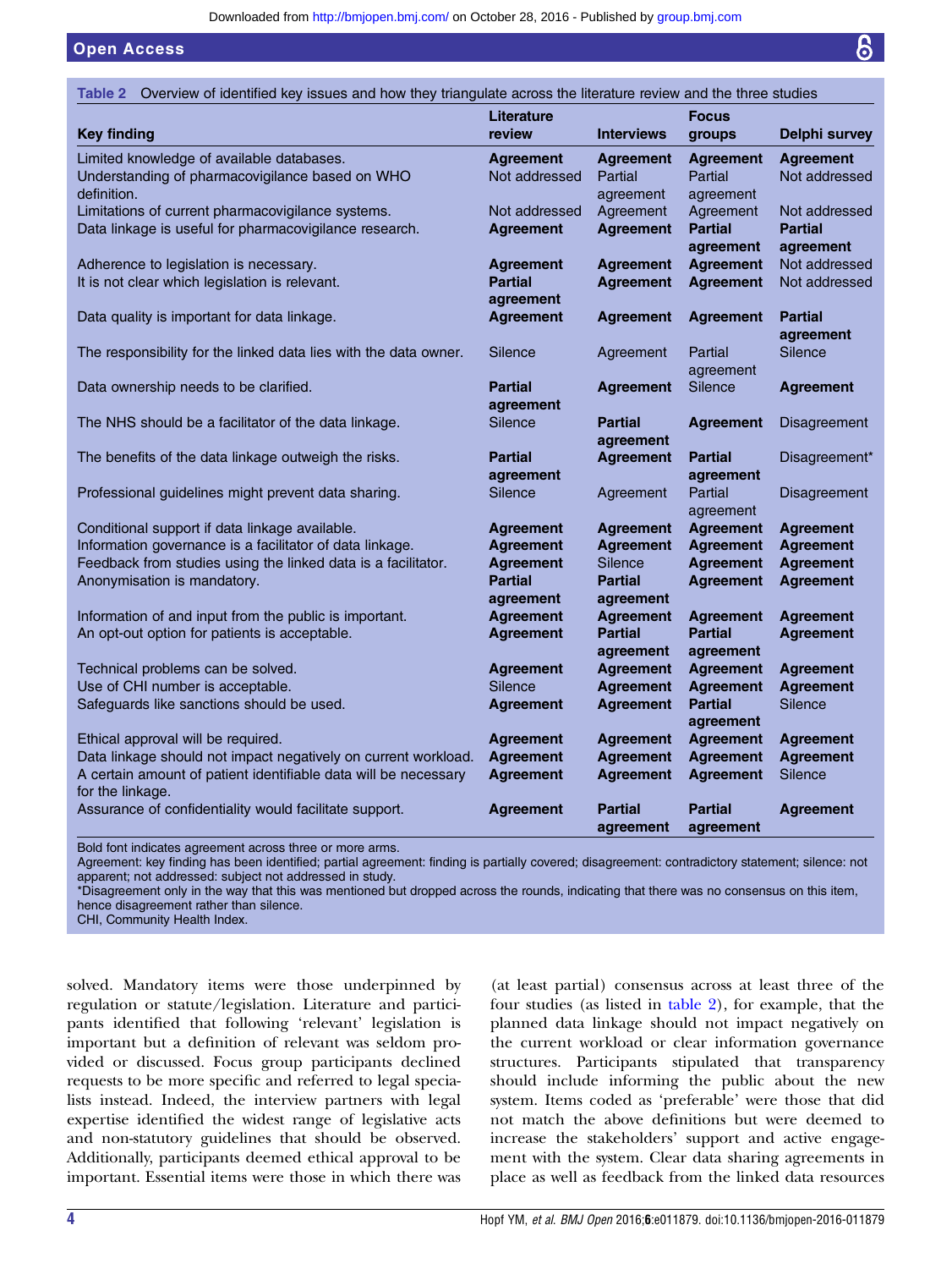**Table 2** Overview of identified key issues and how they triangulate across the literature review and the three studies

| Key finding | Literature review | Interviews | Focus groups | Delphi survey |
|---|---|---|---|---|
| **Limited knowledge of available databases.** | **Agreement** | **Agreement** | **Agreement** | **Agreement** |
| Understanding of pharmacovigilance based on WHO definition. | Not addressed | Partial agreement | Partial agreement | Not addressed |
| Limitations of current pharmacovigilance systems. | Not addressed | Agreement | Agreement | Not addressed |
| **Data linkage is useful for pharmacovigilance research.** | **Agreement** | **Agreement** | **Partial agreement** | **Partial agreement** |
| **Adherence to legislation is necessary.** | **Agreement** | **Agreement** | **Agreement** | Not addressed |
| **It is not clear which legislation is relevant.** | **Partial agreement** | **Agreement** | **Agreement** | Not addressed |
| **Data quality is important for data linkage.** | **Agreement** | **Agreement** | **Agreement** | **Partial agreement** |
| The responsibility for the linked data lies with the data owner. | Silence | Agreement | Partial agreement | Silence |
| **Data ownership needs to be clarified.** | **Partial agreement** | **Agreement** | Silence | **Agreement** |
| The NHS should be a facilitator of the data linkage. | Silence | **Partial agreement** | **Agreement** | Disagreement |
| **The benefits of the data linkage outweigh the risks.** | **Partial agreement** | **Agreement** | **Partial agreement** | Disagreement* |
| Professional guidelines might prevent data sharing. | Silence | Agreement | Partial agreement | Disagreement |
| **Conditional support if data linkage available.** | **Agreement** | **Agreement** | **Agreement** | **Agreement** |
| **Information governance is a facilitator of data linkage.** | **Agreement** | **Agreement** | **Agreement** | **Agreement** |
| **Feedback from studies using the linked data is a facilitator.** | **Agreement** | Silence | **Agreement** | **Agreement** |
| **Anonymisation is mandatory.** | **Partial agreement** | **Partial agreement** | **Agreement** | **Agreement** |
| **Information of and input from the public is important.** | **Agreement** | **Agreement** | **Agreement** | **Agreement** |
| **An opt-out option for patients is acceptable.** | **Agreement** | **Partial agreement** | **Partial agreement** | **Agreement** |
| **Technical problems can be solved.** | **Agreement** | **Agreement** | **Agreement** | **Agreement** |
| **Use of CHI number is acceptable.** | Silence | **Agreement** | **Agreement** | **Agreement** |
| **Safeguards like sanctions should be used.** | **Agreement** | **Agreement** | **Partial agreement** | Silence |
| **Ethical approval will be required.** | **Agreement** | **Agreement** | **Agreement** | **Agreement** |
| **Data linkage should not impact negatively on current workload.** | **Agreement** | **Agreement** | **Agreement** | **Agreement** |
| **A certain amount of patient identifiable data will be necessary for the linkage.** | **Agreement** | **Agreement** | **Agreement** | Silence |
| **Assurance of confidentiality would facilitate support.** | **Agreement** | **Partial agreement** | **Partial agreement** | **Agreement** |

Bold font indicates agreement across three or more arms.
Agreement: key finding has been identified; partial agreement: finding is partially covered; disagreement: contradictory statement; silence: not apparent; not addressed: subject not addressed in study.
*Disagreement only in the way that this was mentioned but dropped across the rounds, indicating that there was no consensus on this item, hence disagreement rather than silence.
CHI, Community Health Index.

solved. Mandatory items were those underpinned by regulation or statute/legislation. Literature and participants identified that following 'relevant' legislation is important but a definition of relevant was seldom provided or discussed. Focus group participants declined requests to be more specific and referred to legal specialists instead. Indeed, the interview partners with legal expertise identified the widest range of legislative acts and non-statutory guidelines that should be observed. Additionally, participants deemed ethical approval to be important. Essential items were those in which there was (at least partial) consensus across at least three of the four studies (as listed in table 2), for example, that the planned data linkage should not impact negatively on the current workload or clear information governance structures. Participants stipulated that transparency should include informing the public about the new system. Items coded as 'preferable' were those that did not match the above definitions but were deemed to increase the stakeholders' support and active engagement with the system. Clear data sharing agreements in place as well as feedback from the linked data resources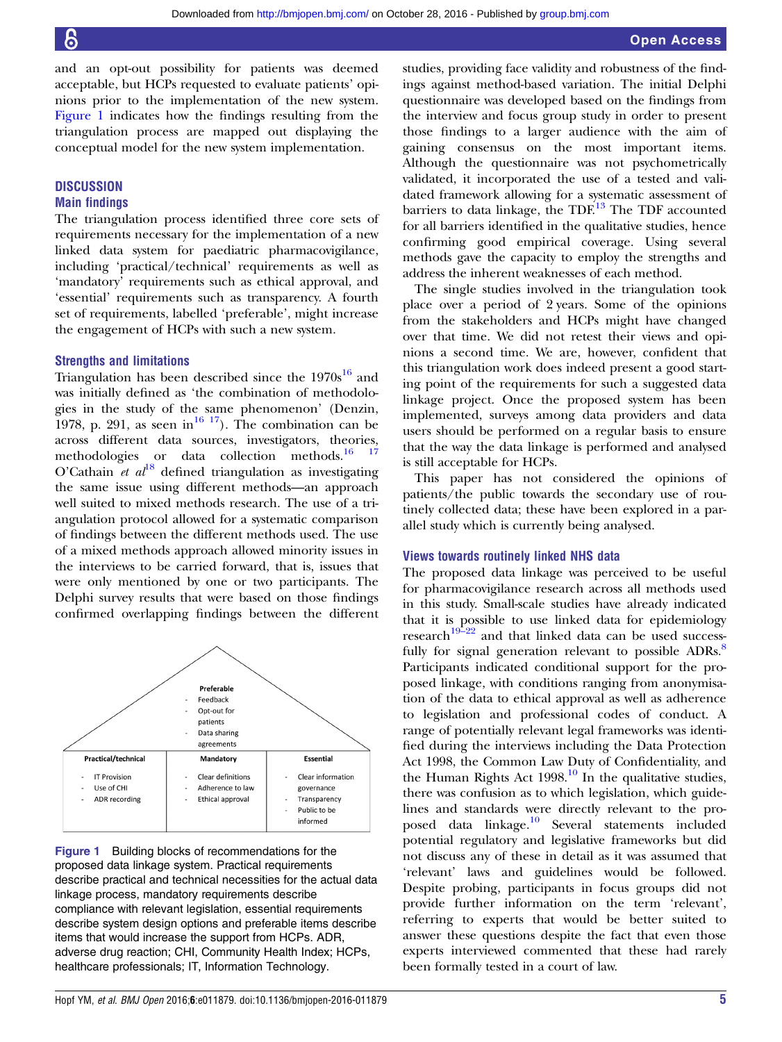and an opt-out possibility for patients was deemed acceptable, but HCPs requested to evaluate patients' opinions prior to the implementation of the new system. Figure 1 indicates how the findings resulting from the triangulation process are mapped out displaying the conceptual model for the new system implementation.

## DISCUSSION

### Main findings

The triangulation process identified three core sets of requirements necessary for the implementation of a new linked data system for paediatric pharmacovigilance, including 'practical/technical' requirements as well as 'mandatory' requirements such as ethical approval, and 'essential' requirements such as transparency. A fourth set of requirements, labelled 'preferable', might increase the engagement of HCPs with such a new system.

### Strengths and limitations

Triangulation has been described since the 1970s[16] and was initially defined as 'the combination of methodologies in the study of the same phenomenon' (Denzin, 1978, p. 291, as seen in[16 17]). The combination can be across different data sources, investigators, theories, methodologies or data collection methods.[16 17] O'Cathain *et al*[18] defined triangulation as investigating the same issue using different methods—an approach well suited to mixed methods research. The use of a triangulation protocol allowed for a systematic comparison of findings between the different methods used. The use of a mixed methods approach allowed minority issues in the interviews to be carried forward, that is, issues that were only mentioned by one or two participants. The Delphi survey results that were based on those findings confirmed overlapping findings between the different

Preferable
- Feedback
- Opt-out for patients
- Data sharing agreements

Practical/technical
- IT Provision
- Use of CHI
- ADR recording

Mandatory
- Clear definitions
- Adherence to law
- Ethical approval

Essential
- Clear information governance
- Transparency
- Public to be informed

**Figure 1** Building blocks of recommendations for the proposed data linkage system. Practical requirements describe practical and technical necessities for the actual data linkage process, mandatory requirements describe compliance with relevant legislation, essential requirements describe system design options and preferable items describe items that would increase the support from HCPs. ADR, adverse drug reaction; CHI, Community Health Index; HCPs, healthcare professionals; IT, Information Technology.

studies, providing face validity and robustness of the findings against method-based variation. The initial Delphi questionnaire was developed based on the findings from the interview and focus group study in order to present those findings to a larger audience with the aim of gaining consensus on the most important items. Although the questionnaire was not psychometrically validated, it incorporated the use of a tested and validated framework allowing for a systematic assessment of barriers to data linkage, the TDF.[13] The TDF accounted for all barriers identified in the qualitative studies, hence confirming good empirical coverage. Using several methods gave the capacity to employ the strengths and address the inherent weaknesses of each method.

The single studies involved in the triangulation took place over a period of 2 years. Some of the opinions from the stakeholders and HCPs might have changed over that time. We did not retest their views and opinions a second time. We are, however, confident that this triangulation work does indeed present a good starting point of the requirements for such a suggested data linkage project. Once the proposed system has been implemented, surveys among data providers and data users should be performed on a regular basis to ensure that the way the data linkage is performed and analysed is still acceptable for HCPs.

This paper has not considered the opinions of patients/the public towards the secondary use of routinely collected data; these have been explored in a parallel study which is currently being analysed.

### Views towards routinely linked NHS data

The proposed data linkage was perceived to be useful for pharmacovigilance research across all methods used in this study. Small-scale studies have already indicated that it is possible to use linked data for epidemiology research[19–22] and that linked data can be used successfully for signal generation relevant to possible ADRs.[8] Participants indicated conditional support for the proposed linkage, with conditions ranging from anonymisation of the data to ethical approval as well as adherence to legislation and professional codes of conduct. A range of potentially relevant legal frameworks was identified during the interviews including the Data Protection Act 1998, the Common Law Duty of Confidentiality, and the Human Rights Act 1998.[10] In the qualitative studies, there was confusion as to which legislation, which guidelines and standards were directly relevant to the proposed data linkage.[10] Several statements included potential regulatory and legislative frameworks but did not discuss any of these in detail as it was assumed that 'relevant' laws and guidelines would be followed. Despite probing, participants in focus groups did not provide further information on the term 'relevant', referring to experts that would be better suited to answer these questions despite the fact that even those experts interviewed commented that these had rarely been formally tested in a court of law.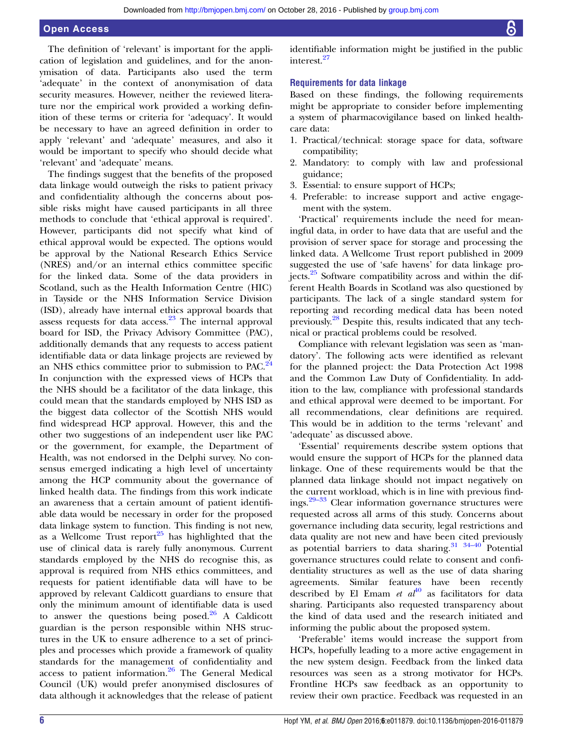The definition of 'relevant' is important for the application of legislation and guidelines, and for the anonymisation of data. Participants also used the term 'adequate' in the context of anonymisation of data security measures. However, neither the reviewed literature nor the empirical work provided a working definition of these terms or criteria for 'adequacy'. It would be necessary to have an agreed definition in order to apply 'relevant' and 'adequate' measures, and also it would be important to specify who should decide what 'relevant' and 'adequate' means.

The findings suggest that the benefits of the proposed data linkage would outweigh the risks to patient privacy and confidentiality although the concerns about possible risks might have caused participants in all three methods to conclude that 'ethical approval is required'. However, participants did not specify what kind of ethical approval would be expected. The options would be approval by the National Research Ethics Service (NRES) and/or an internal ethics committee specific for the linked data. Some of the data providers in Scotland, such as the Health Information Centre (HIC) in Tayside or the NHS Information Service Division (ISD), already have internal ethics approval boards that assess requests for data access.[23] The internal approval board for ISD, the Privacy Advisory Committee (PAC), additionally demands that any requests to access patient identifiable data or data linkage projects are reviewed by an NHS ethics committee prior to submission to PAC.[24] In conjunction with the expressed views of HCPs that the NHS should be a facilitator of the data linkage, this could mean that the standards employed by NHS ISD as the biggest data collector of the Scottish NHS would find widespread HCP approval. However, this and the other two suggestions of an independent user like PAC or the government, for example, the Department of Health, was not endorsed in the Delphi survey. No consensus emerged indicating a high level of uncertainty among the HCP community about the governance of linked health data. The findings from this work indicate an awareness that a certain amount of patient identifiable data would be necessary in order for the proposed data linkage system to function. This finding is not new, as a Wellcome Trust report[25] has highlighted that the use of clinical data is rarely fully anonymous. Current standards employed by the NHS do recognise this, as approval is required from NHS ethics committees, and requests for patient identifiable data will have to be approved by relevant Caldicott guardians to ensure that only the minimum amount of identifiable data is used to answer the questions being posed.[26] A Caldicott guardian is the person responsible within NHS structures in the UK to ensure adherence to a set of principles and processes which provide a framework of quality standards for the management of confidentiality and access to patient information.[26] The General Medical Council (UK) would prefer anonymised disclosures of data although it acknowledges that the release of patient identifiable information might be justified in the public interest.[27]

### Requirements for data linkage

Based on these findings, the following requirements might be appropriate to consider before implementing a system of pharmacovigilance based on linked healthcare data:

1. Practical/technical: storage space for data, software compatibility;
2. Mandatory: to comply with law and professional guidance;
3. Essential: to ensure support of HCPs;
4. Preferable: to increase support and active engagement with the system.

'Practical' requirements include the need for meaningful data, in order to have data that are useful and the provision of server space for storage and processing the linked data. A Wellcome Trust report published in 2009 suggested the use of 'safe havens' for data linkage projects.[25] Software compatibility across and within the different Health Boards in Scotland was also questioned by participants. The lack of a single standard system for reporting and recording medical data has been noted previously.[28] Despite this, results indicated that any technical or practical problems could be resolved.

Compliance with relevant legislation was seen as 'mandatory'. The following acts were identified as relevant for the planned project: the Data Protection Act 1998 and the Common Law Duty of Confidentiality. In addition to the law, compliance with professional standards and ethical approval were deemed to be important. For all recommendations, clear definitions are required. This would be in addition to the terms 'relevant' and 'adequate' as discussed above.

'Essential' requirements describe system options that would ensure the support of HCPs for the planned data linkage. One of these requirements would be that the planned data linkage should not impact negatively on the current workload, which is in line with previous findings.[29–33] Clear information governance structures were requested across all arms of this study. Concerns about governance including data security, legal restrictions and data quality are not new and have been cited previously as potential barriers to data sharing.[31 34–40] Potential governance structures could relate to consent and confidentiality structures as well as the use of data sharing agreements. Similar features have been recently described by El Emam *et al*[40] as facilitators for data sharing. Participants also requested transparency about the kind of data used and the research initiated and informing the public about the proposed system.

'Preferable' items would increase the support from HCPs, hopefully leading to a more active engagement in the new system design. Feedback from the linked data resources was seen as a strong motivator for HCPs. Frontline HCPs saw feedback as an opportunity to review their own practice. Feedback was requested in an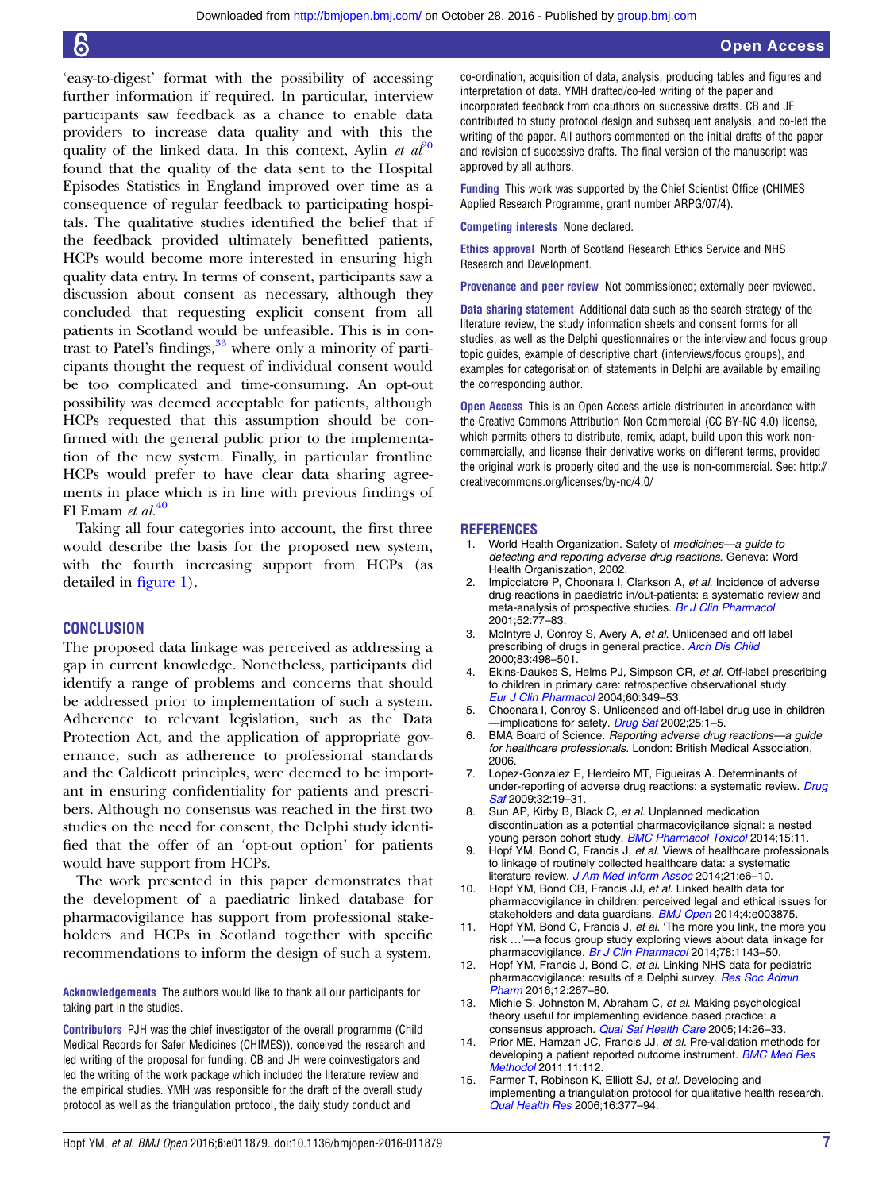'easy-to-digest' format with the possibility of accessing further information if required. In particular, interview participants saw feedback as a chance to enable data providers to increase data quality and with this the quality of the linked data. In this context, Aylin *et al*[20] found that the quality of the data sent to the Hospital Episodes Statistics in England improved over time as a consequence of regular feedback to participating hospitals. The qualitative studies identified the belief that if the feedback provided ultimately benefitted patients, HCPs would become more interested in ensuring high quality data entry. In terms of consent, participants saw a discussion about consent as necessary, although they concluded that requesting explicit consent from all patients in Scotland would be unfeasible. This is in contrast to Patel's findings,[33] where only a minority of participants thought the request of individual consent would be too complicated and time-consuming. An opt-out possibility was deemed acceptable for patients, although HCPs requested that this assumption should be confirmed with the general public prior to the implementation of the new system. Finally, in particular frontline HCPs would prefer to have clear data sharing agreements in place which is in line with previous findings of El Emam *et al.*[40]

Taking all four categories into account, the first three would describe the basis for the proposed new system, with the fourth increasing support from HCPs (as detailed in figure 1).

## CONCLUSION

The proposed data linkage was perceived as addressing a gap in current knowledge. Nonetheless, participants did identify a range of problems and concerns that should be addressed prior to implementation of such a system. Adherence to relevant legislation, such as the Data Protection Act, and the application of appropriate governance, such as adherence to professional standards and the Caldicott principles, were deemed to be important in ensuring confidentiality for patients and prescribers. Although no consensus was reached in the first two studies on the need for consent, the Delphi study identified that the offer of an 'opt-out option' for patients would have support from HCPs.

The work presented in this paper demonstrates that the development of a paediatric linked database for pharmacovigilance has support from professional stakeholders and HCPs in Scotland together with specific recommendations to inform the design of such a system.

**Acknowledgements** The authors would like to thank all our participants for taking part in the studies.

**Contributors** PJH was the chief investigator of the overall programme (Child Medical Records for Safer Medicines (CHIMES)), conceived the research and led writing of the proposal for funding. CB and JH were coinvestigators and led the writing of the work package which included the literature review and the empirical studies. YMH was responsible for the draft of the overall study protocol as well as the triangulation protocol, the daily study conduct and co-ordination, acquisition of data, analysis, producing tables and figures and interpretation of data. YMH drafted/co-led writing of the paper and incorporated feedback from coauthors on successive drafts. CB and JF contributed to study protocol design and subsequent analysis, and co-led the writing of the paper. All authors commented on the initial drafts of the paper and revision of successive drafts. The final version of the manuscript was approved by all authors.

**Funding** This work was supported by the Chief Scientist Office (CHIMES Applied Research Programme, grant number ARPG/07/4).

**Competing interests** None declared.

**Ethics approval** North of Scotland Research Ethics Service and NHS Research and Development.

**Provenance and peer review** Not commissioned; externally peer reviewed.

**Data sharing statement** Additional data such as the search strategy of the literature review, the study information sheets and consent forms for all studies, as well as the Delphi questionnaires or the interview and focus group topic guides, example of descriptive chart (interviews/focus groups), and examples for categorisation of statements in Delphi are available by emailing the corresponding author.

**Open Access** This is an Open Access article distributed in accordance with the Creative Commons Attribution Non Commercial (CC BY-NC 4.0) license, which permits others to distribute, remix, adapt, build upon this work non-commercially, and license their derivative works on different terms, provided the original work is properly cited and the use is non-commercial. See: http://creativecommons.org/licenses/by-nc/4.0/

## REFERENCES

1. World Health Organization. Safety of *medicines—a guide to detecting and reporting adverse drug reactions*. Geneva: Word Health Organiszation, 2002.
2. Impicciatore P, Choonara I, Clarkson A, *et al*. Incidence of adverse drug reactions in paediatric in/out-patients: a systematic review and meta-analysis of prospective studies. *Br J Clin Pharmacol* 2001;52:77–83.
3. McIntyre J, Conroy S, Avery A, *et al*. Unlicensed and off label prescribing of drugs in general practice. *Arch Dis Child* 2000;83:498–501.
4. Ekins-Daukes S, Helms PJ, Simpson CR, *et al*. Off-label prescribing to children in primary care: retrospective observational study. *Eur J Clin Pharmacol* 2004;60:349–53.
5. Choonara I, Conroy S. Unlicensed and off-label drug use in children—implications for safety. *Drug Saf* 2002;25:1–5.
6. BMA Board of Science. *Reporting adverse drug reactions—a guide for healthcare professionals*. London: British Medical Association, 2006.
7. Lopez-Gonzalez E, Herdeiro MT, Figueiras A. Determinants of under-reporting of adverse drug reactions: a systematic review. *Drug Saf* 2009;32:19–31.
8. Sun AP, Kirby B, Black C, *et al*. Unplanned medication discontinuation as a potential pharmacovigilance signal: a nested young person cohort study. *BMC Pharmacol Toxicol* 2014;15:11.
9. Hopf YM, Bond C, Francis J, *et al*. Views of healthcare professionals to linkage of routinely collected healthcare data: a systematic literature review. *J Am Med Inform Assoc* 2014;21:e6–10.
10. Hopf YM, Bond CB, Francis JJ, *et al*. Linked health data for pharmacovigilance in children: perceived legal and ethical issues for stakeholders and data guardians. *BMJ Open* 2014;4:e003875.
11. Hopf YM, Bond C, Francis J, *et al*. 'The more you link, the more you risk …'—a focus group study exploring views about data linkage for pharmacovigilance. *Br J Clin Pharmacol* 2014;78:1143–50.
12. Hopf YM, Francis J, Bond C, *et al*. Linking NHS data for pediatric pharmacovigilance: results of a Delphi survey. *Res Soc Admin Pharm* 2016;12:267–80.
13. Michie S, Johnston M, Abraham C, *et al*. Making psychological theory useful for implementing evidence based practice: a consensus approach. *Qual Saf Health Care* 2005;14:26–33.
14. Prior ME, Hamzah JC, Francis JJ, *et al*. Pre-validation methods for developing a patient reported outcome instrument. *BMC Med Res Methodol* 2011;11:112.
15. Farmer T, Robinson K, Elliott SJ, *et al*. Developing and implementing a triangulation protocol for qualitative health research. *Qual Health Res* 2006;16:377–94.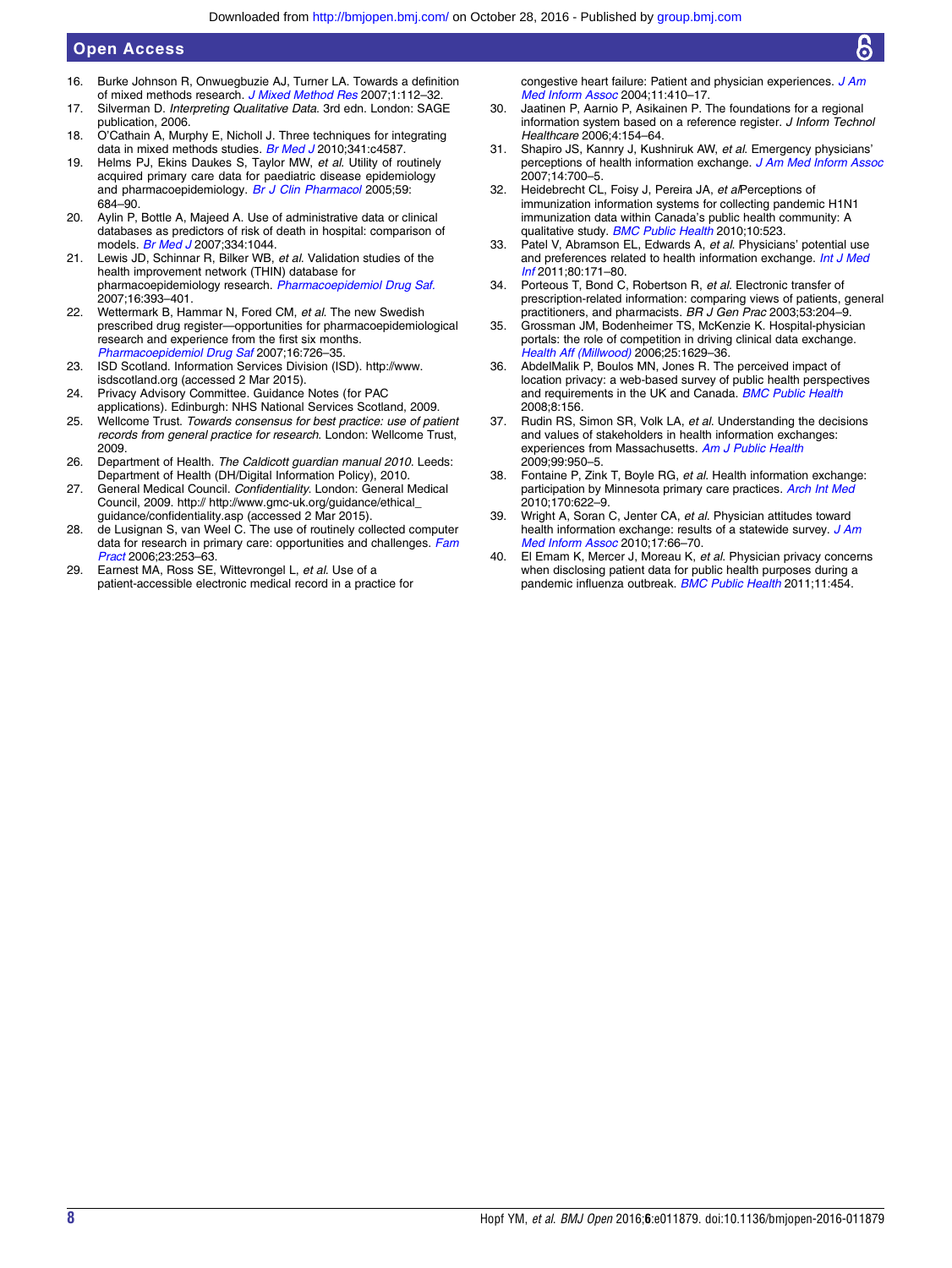16. Burke Johnson R, Onwuegbuzie AJ, Turner LA. Towards a definition of mixed methods research. *J Mixed Method Res* 2007;1:112–32.
17. Silverman D. *Interpreting Qualitative Data*. 3rd edn. London: SAGE publication, 2006.
18. O'Cathain A, Murphy E, Nicholl J. Three techniques for integrating data in mixed methods studies. *Br Med J* 2010;341:c4587.
19. Helms PJ, Ekins Daukes S, Taylor MW, *et al*. Utility of routinely acquired primary care data for paediatric disease epidemiology and pharmacoepidemiology. *Br J Clin Pharmacol* 2005;59:684–90.
20. Aylin P, Bottle A, Majeed A. Use of administrative data or clinical databases as predictors of risk of death in hospital: comparison of models. *Br Med J* 2007;334:1044.
21. Lewis JD, Schinnar R, Bilker WB, *et al*. Validation studies of the health improvement network (THIN) database for pharmacoepidemiology research. *Pharmacoepidemiol Drug Saf*. 2007;16:393–401.
22. Wettermark B, Hammar N, Fored CM, *et al*. The new Swedish prescribed drug register—opportunities for pharmacoepidemiological research and experience from the first six months. *Pharmacoepidemiol Drug Saf* 2007;16:726–35.
23. ISD Scotland. Information Services Division (ISD). http://www.isdscotland.org (accessed 2 Mar 2015).
24. Privacy Advisory Committee. Guidance Notes (for PAC applications). Edinburgh: NHS National Services Scotland, 2009.
25. Wellcome Trust. *Towards consensus for best practice: use of patient records from general practice for research*. London: Wellcome Trust, 2009.
26. Department of Health. *The Caldicott guardian manual 2010*. Leeds: Department of Health (DH/Digital Information Policy), 2010.
27. General Medical Council. *Confidentiality*. London: General Medical Council, 2009. http:// http://www.gmc-uk.org/guidance/ethical_guidance/confidentiality.asp (accessed 2 Mar 2015).
28. de Lusignan S, van Weel C. The use of routinely collected computer data for research in primary care: opportunities and challenges. *Fam Pract* 2006;23:253–63.
29. Earnest MA, Ross SE, Wittevrongel L, *et al*. Use of a patient-accessible electronic medical record in a practice for congestive heart failure: Patient and physician experiences. *J Am Med Inform Assoc* 2004;11:410–17.
30. Jaatinen P, Aarnio P, Asikainen P. The foundations for a regional information system based on a reference register. *J Inform Technol Healthcare* 2006;4:154–64.
31. Shapiro JS, Kannry J, Kushniruk AW, *et al*. Emergency physicians' perceptions of health information exchange. *J Am Med Inform Assoc* 2007;14:700–5.
32. Heidebrecht CL, Foisy J, Pereira JA, *et al*Perceptions of immunization information systems for collecting pandemic H1N1 immunization data within Canada's public health community: A qualitative study. *BMC Public Health* 2010;10:523.
33. Patel V, Abramson EL, Edwards A, *et al*. Physicians' potential use and preferences related to health information exchange. *Int J Med Inf* 2011;80:171–80.
34. Porteous T, Bond C, Robertson R, *et al*. Electronic transfer of prescription-related information: comparing views of patients, general practitioners, and pharmacists. *BR J Gen Prac* 2003;53:204–9.
35. Grossman JM, Bodenheimer TS, McKenzie K. Hospital-physician portals: the role of competition in driving clinical data exchange. *Health Aff (Millwood)* 2006;25:1629–36.
36. AbdelMalik P, Boulos MN, Jones R. The perceived impact of location privacy: a web-based survey of public health perspectives and requirements in the UK and Canada. *BMC Public Health* 2008;8:156.
37. Rudin RS, Simon SR, Volk LA, *et al*. Understanding the decisions and values of stakeholders in health information exchanges: experiences from Massachusetts. *Am J Public Health* 2009;99:950–5.
38. Fontaine P, Zink T, Boyle RG, *et al*. Health information exchange: participation by Minnesota primary care practices. *Arch Int Med* 2010;170:622–9.
39. Wright A, Soran C, Jenter CA, *et al*. Physician attitudes toward health information exchange: results of a statewide survey. *J Am Med Inform Assoc* 2010;17:66–70.
40. El Emam K, Mercer J, Moreau K, *et al*. Physician privacy concerns when disclosing patient data for public health purposes during a pandemic influenza outbreak. *BMC Public Health* 2011;11:454.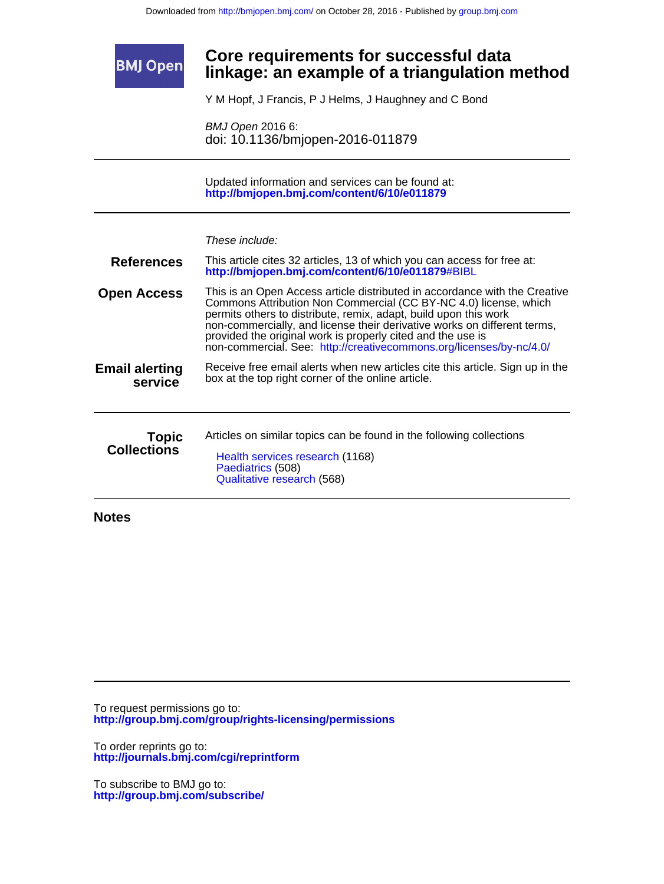Downloaded from http://bmjopen.bmj.com/ on October 28, 2016 - Published by group.bmj.com

# Core requirements for successful data linkage: an example of a triangulation method

Y M Hopf, J Francis, P J Helms, J Haughney and C Bond

*BMJ Open* 2016 6:
doi: 10.1136/bmjopen-2016-011879

Updated information and services can be found at:
**http://bmjopen.bmj.com/content/6/10/e011879**

*These include:*

**References**

This article cites 32 articles, 13 of which you can access for free at:
**http://bmjopen.bmj.com/content/6/10/e011879**#BIBL

**Open Access**

This is an Open Access article distributed in accordance with the Creative Commons Attribution Non Commercial (CC BY-NC 4.0) license, which permits others to distribute, remix, adapt, build upon this work non-commercially, and license their derivative works on different terms, provided the original work is properly cited and the use is non-commercial. See: http://creativecommons.org/licenses/by-nc/4.0/

**Email alerting service**

Receive free email alerts when new articles cite this article. Sign up in the box at the top right corner of the online article.

**Topic Collections**

Articles on similar topics can be found in the following collections

- Health services research (1168)
- Paediatrics (508)
- Qualitative research (568)

## Notes

To request permissions go to:
**http://group.bmj.com/group/rights-licensing/permissions**

To order reprints go to:
**http://journals.bmj.com/cgi/reprintform**

To subscribe to BMJ go to:
**http://group.bmj.com/subscribe/**